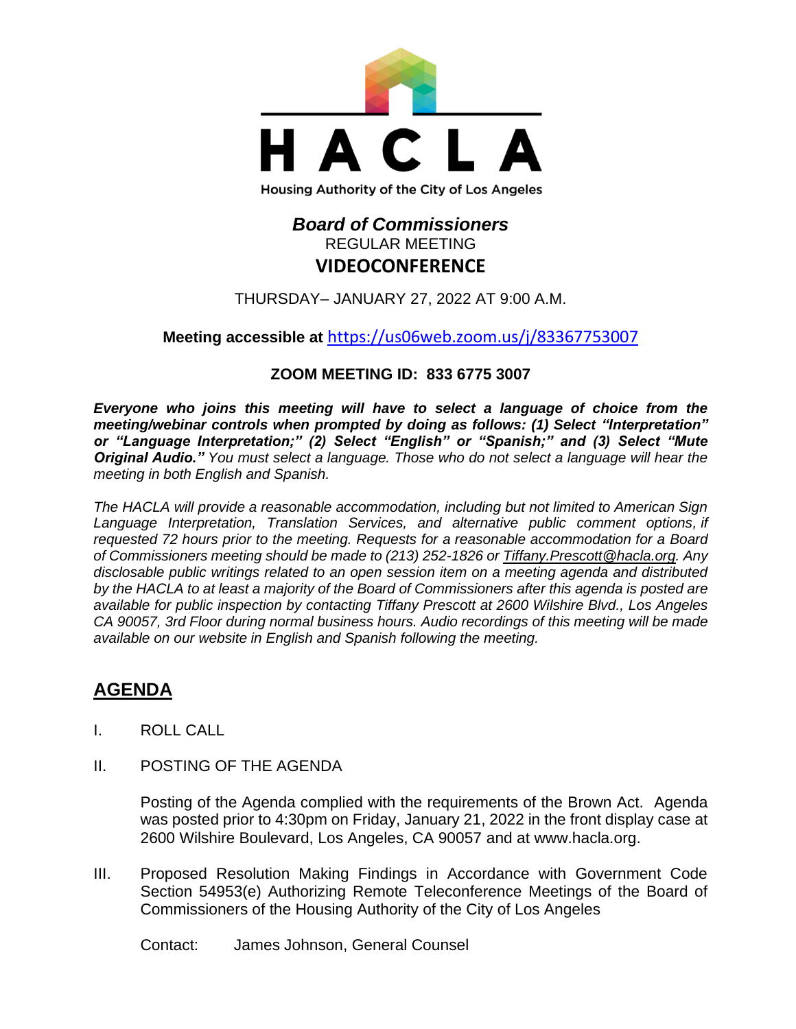HACLA

Housing Authority of the City of Los Angeles

# *Board of Commissioners*

REGULAR MEETING

**VIDEOCONFERENCE**

THURSDAY– JANUARY 27, 2022 AT 9:00 A.M.

**Meeting accessible at** https://us06web.zoom.us/j/83367753007

**ZOOM MEETING ID: 833 6775 3007**

***Everyone who joins this meeting will have to select a language of choice from the meeting/webinar controls when prompted by doing as follows: (1) Select "Interpretation" or "Language Interpretation;" (2) Select "English" or "Spanish;" and (3) Select "Mute Original Audio."*** *You must select a language. Those who do not select a language will hear the meeting in both English and Spanish.*

*The HACLA will provide a reasonable accommodation, including but not limited to American Sign Language Interpretation, Translation Services, and alternative public comment options, if requested 72 hours prior to the meeting. Requests for a reasonable accommodation for a Board of Commissioners meeting should be made to (213) 252-1826 or Tiffany.Prescott@hacla.org. Any disclosable public writings related to an open session item on a meeting agenda and distributed by the HACLA to at least a majority of the Board of Commissioners after this agenda is posted are available for public inspection by contacting Tiffany Prescott at 2600 Wilshire Blvd., Los Angeles CA 90057, 3rd Floor during normal business hours. Audio recordings of this meeting will be made available on our website in English and Spanish following the meeting.*

## AGENDA

I. ROLL CALL

II. POSTING OF THE AGENDA

Posting of the Agenda complied with the requirements of the Brown Act. Agenda was posted prior to 4:30pm on Friday, January 21, 2022 in the front display case at 2600 Wilshire Boulevard, Los Angeles, CA 90057 and at www.hacla.org.

III. Proposed Resolution Making Findings in Accordance with Government Code Section 54953(e) Authorizing Remote Teleconference Meetings of the Board of Commissioners of the Housing Authority of the City of Los Angeles

Contact: James Johnson, General Counsel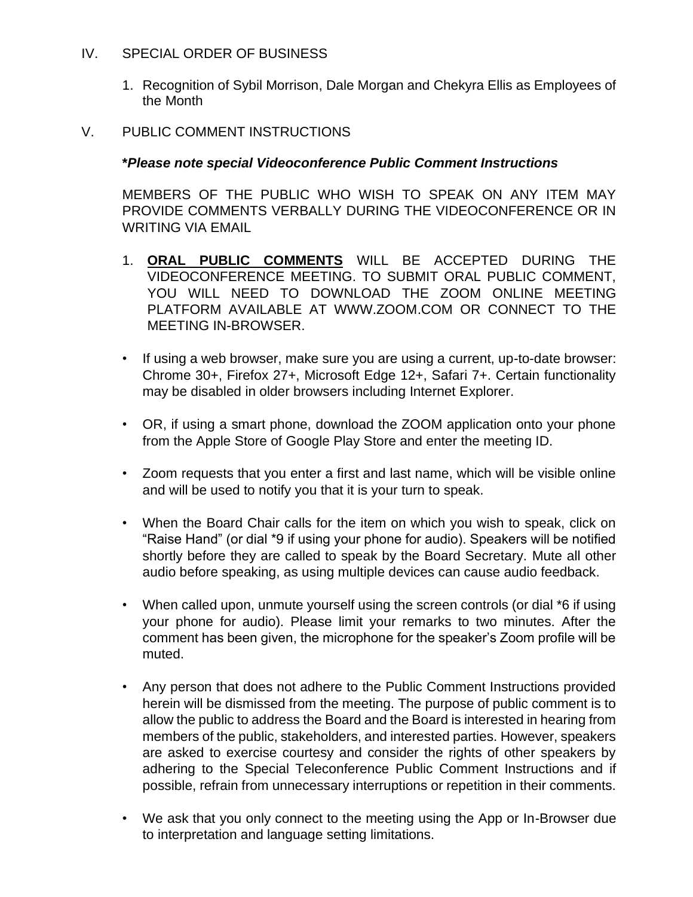## IV. SPECIAL ORDER OF BUSINESS

1. Recognition of Sybil Morrison, Dale Morgan and Chekyra Ellis as Employees of the Month

## V. PUBLIC COMMENT INSTRUCTIONS

***Please note special Videoconference Public Comment Instructions***

MEMBERS OF THE PUBLIC WHO WISH TO SPEAK ON ANY ITEM MAY PROVIDE COMMENTS VERBALLY DURING THE VIDEOCONFERENCE OR IN WRITING VIA EMAIL

1. **ORAL PUBLIC COMMENTS** WILL BE ACCEPTED DURING THE VIDEOCONFERENCE MEETING. TO SUBMIT ORAL PUBLIC COMMENT, YOU WILL NEED TO DOWNLOAD THE ZOOM ONLINE MEETING PLATFORM AVAILABLE AT WWW.ZOOM.COM OR CONNECT TO THE MEETING IN-BROWSER.

- If using a web browser, make sure you are using a current, up-to-date browser: Chrome 30+, Firefox 27+, Microsoft Edge 12+, Safari 7+. Certain functionality may be disabled in older browsers including Internet Explorer.
- OR, if using a smart phone, download the ZOOM application onto your phone from the Apple Store of Google Play Store and enter the meeting ID.
- Zoom requests that you enter a first and last name, which will be visible online and will be used to notify you that it is your turn to speak.
- When the Board Chair calls for the item on which you wish to speak, click on "Raise Hand" (or dial *9 if using your phone for audio). Speakers will be notified shortly before they are called to speak by the Board Secretary. Mute all other audio before speaking, as using multiple devices can cause audio feedback.
- When called upon, unmute yourself using the screen controls (or dial *6 if using your phone for audio). Please limit your remarks to two minutes. After the comment has been given, the microphone for the speaker's Zoom profile will be muted.
- Any person that does not adhere to the Public Comment Instructions provided herein will be dismissed from the meeting. The purpose of public comment is to allow the public to address the Board and the Board is interested in hearing from members of the public, stakeholders, and interested parties. However, speakers are asked to exercise courtesy and consider the rights of other speakers by adhering to the Special Teleconference Public Comment Instructions and if possible, refrain from unnecessary interruptions or repetition in their comments.
- We ask that you only connect to the meeting using the App or In-Browser due to interpretation and language setting limitations.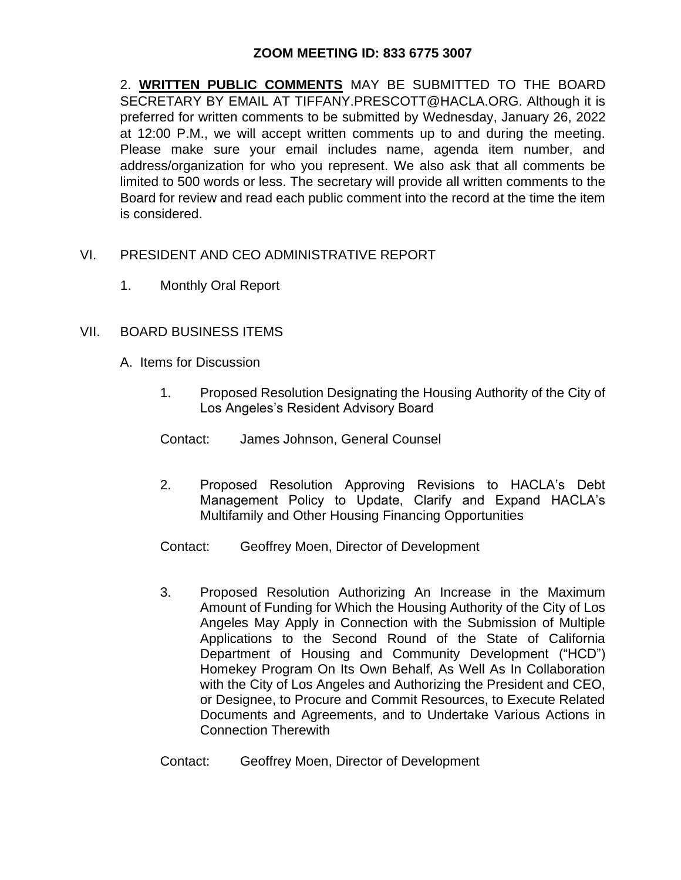**ZOOM MEETING ID: 833 6775 3007**

2. **WRITTEN PUBLIC COMMENTS** MAY BE SUBMITTED TO THE BOARD SECRETARY BY EMAIL AT TIFFANY.PRESCOTT@HACLA.ORG. Although it is preferred for written comments to be submitted by Wednesday, January 26, 2022 at 12:00 P.M., we will accept written comments up to and during the meeting. Please make sure your email includes name, agenda item number, and address/organization for who you represent. We also ask that all comments be limited to 500 words or less. The secretary will provide all written comments to the Board for review and read each public comment into the record at the time the item is considered.

VI. PRESIDENT AND CEO ADMINISTRATIVE REPORT

1. Monthly Oral Report

VII. BOARD BUSINESS ITEMS

A. Items for Discussion

1. Proposed Resolution Designating the Housing Authority of the City of Los Angeles's Resident Advisory Board

Contact: James Johnson, General Counsel

2. Proposed Resolution Approving Revisions to HACLA's Debt Management Policy to Update, Clarify and Expand HACLA's Multifamily and Other Housing Financing Opportunities

Contact: Geoffrey Moen, Director of Development

3. Proposed Resolution Authorizing An Increase in the Maximum Amount of Funding for Which the Housing Authority of the City of Los Angeles May Apply in Connection with the Submission of Multiple Applications to the Second Round of the State of California Department of Housing and Community Development ("HCD") Homekey Program On Its Own Behalf, As Well As In Collaboration with the City of Los Angeles and Authorizing the President and CEO, or Designee, to Procure and Commit Resources, to Execute Related Documents and Agreements, and to Undertake Various Actions in Connection Therewith

Contact: Geoffrey Moen, Director of Development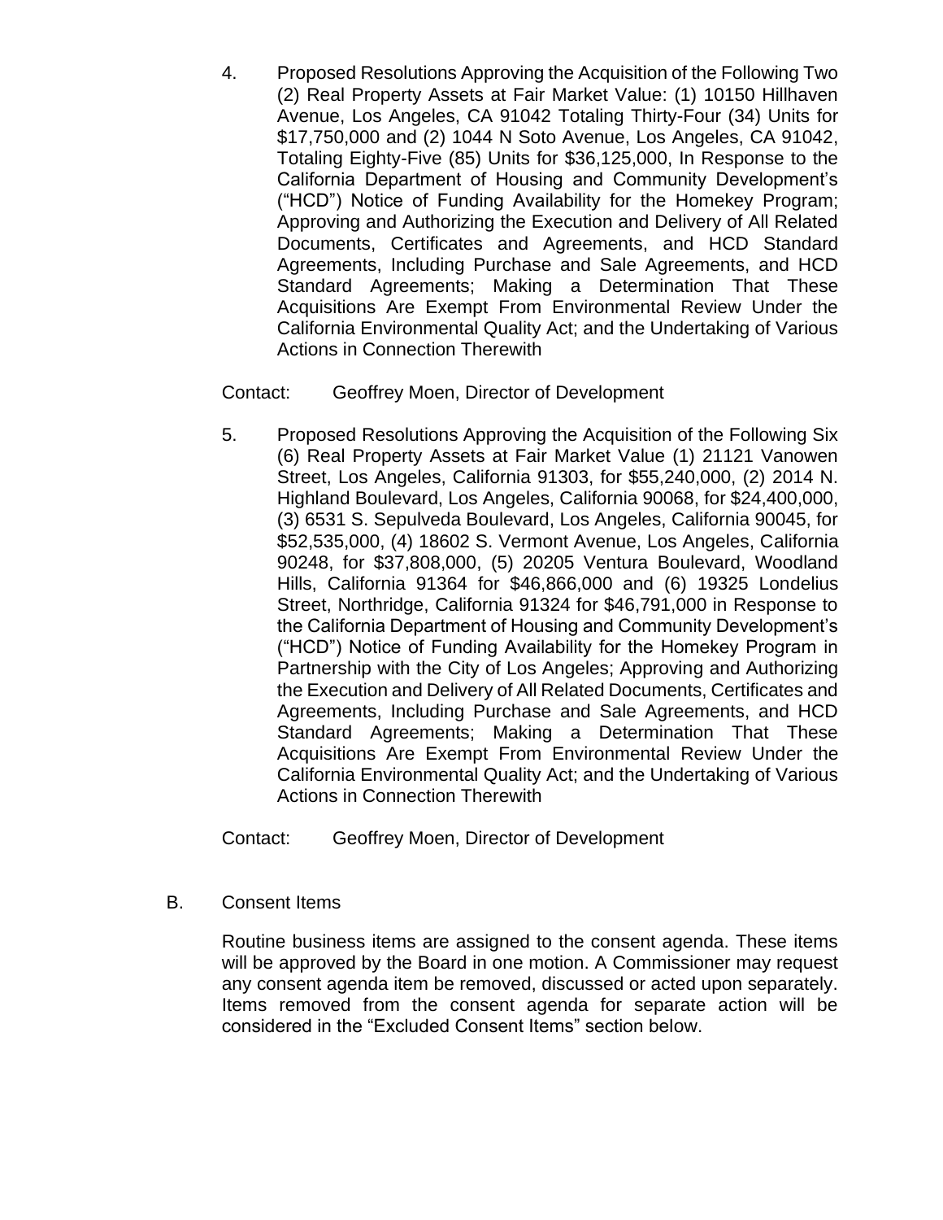4. Proposed Resolutions Approving the Acquisition of the Following Two (2) Real Property Assets at Fair Market Value: (1) 10150 Hillhaven Avenue, Los Angeles, CA 91042 Totaling Thirty-Four (34) Units for $17,750,000 and (2) 1044 N Soto Avenue, Los Angeles, CA 91042, Totaling Eighty-Five (85) Units for $36,125,000, In Response to the California Department of Housing and Community Development's ("HCD") Notice of Funding Availability for the Homekey Program; Approving and Authorizing the Execution and Delivery of All Related Documents, Certificates and Agreements, and HCD Standard Agreements, Including Purchase and Sale Agreements, and HCD Standard Agreements; Making a Determination That These Acquisitions Are Exempt From Environmental Review Under the California Environmental Quality Act; and the Undertaking of Various Actions in Connection Therewith

   Contact: Geoffrey Moen, Director of Development

5. Proposed Resolutions Approving the Acquisition of the Following Six (6) Real Property Assets at Fair Market Value (1) 21121 Vanowen Street, Los Angeles, California 91303, for $55,240,000, (2) 2014 N. Highland Boulevard, Los Angeles, California 90068, for $24,400,000, (3) 6531 S. Sepulveda Boulevard, Los Angeles, California 90045, for $52,535,000, (4) 18602 S. Vermont Avenue, Los Angeles, California 90248, for $37,808,000, (5) 20205 Ventura Boulevard, Woodland Hills, California 91364 for $46,866,000 and (6) 19325 Londelius Street, Northridge, California 91324 for $46,791,000 in Response to the California Department of Housing and Community Development's ("HCD") Notice of Funding Availability for the Homekey Program in Partnership with the City of Los Angeles; Approving and Authorizing the Execution and Delivery of All Related Documents, Certificates and Agreements, Including Purchase and Sale Agreements, and HCD Standard Agreements; Making a Determination That These Acquisitions Are Exempt From Environmental Review Under the California Environmental Quality Act; and the Undertaking of Various Actions in Connection Therewith

   Contact: Geoffrey Moen, Director of Development

B. Consent Items

Routine business items are assigned to the consent agenda. These items will be approved by the Board in one motion. A Commissioner may request any consent agenda item be removed, discussed or acted upon separately. Items removed from the consent agenda for separate action will be considered in the "Excluded Consent Items" section below.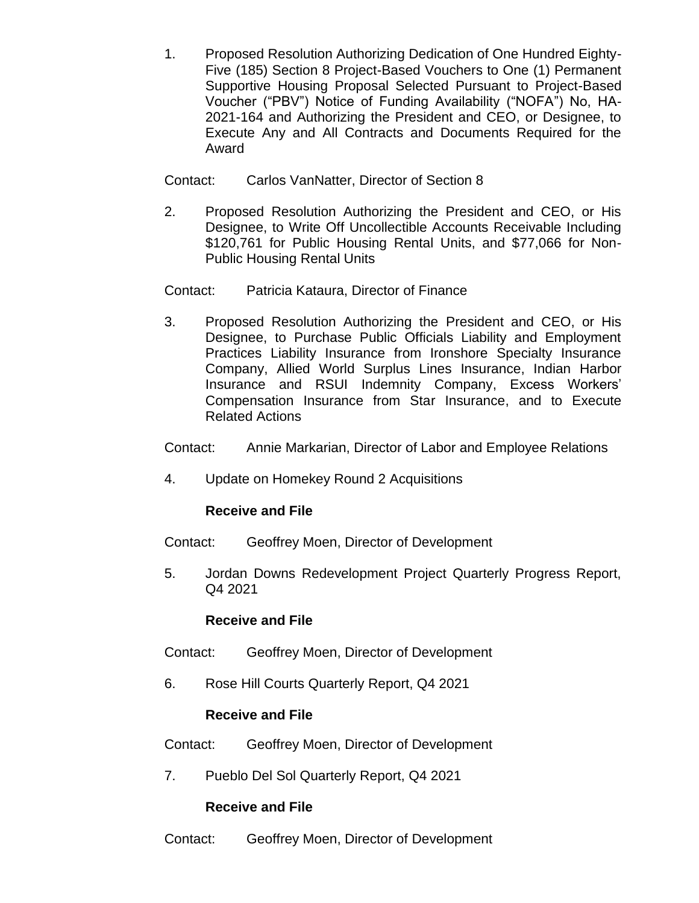1. Proposed Resolution Authorizing Dedication of One Hundred Eighty-Five (185) Section 8 Project-Based Vouchers to One (1) Permanent Supportive Housing Proposal Selected Pursuant to Project-Based Voucher ("PBV") Notice of Funding Availability ("NOFA") No, HA-2021-164 and Authorizing the President and CEO, or Designee, to Execute Any and All Contracts and Documents Required for the Award

Contact: Carlos VanNatter, Director of Section 8

2. Proposed Resolution Authorizing the President and CEO, or His Designee, to Write Off Uncollectible Accounts Receivable Including $120,761 for Public Housing Rental Units, and $77,066 for Non-Public Housing Rental Units

Contact: Patricia Kataura, Director of Finance

3. Proposed Resolution Authorizing the President and CEO, or His Designee, to Purchase Public Officials Liability and Employment Practices Liability Insurance from Ironshore Specialty Insurance Company, Allied World Surplus Lines Insurance, Indian Harbor Insurance and RSUI Indemnity Company, Excess Workers' Compensation Insurance from Star Insurance, and to Execute Related Actions

Contact: Annie Markarian, Director of Labor and Employee Relations

4. Update on Homekey Round 2 Acquisitions

   **Receive and File**

Contact: Geoffrey Moen, Director of Development

5. Jordan Downs Redevelopment Project Quarterly Progress Report, Q4 2021

   **Receive and File**

Contact: Geoffrey Moen, Director of Development

6. Rose Hill Courts Quarterly Report, Q4 2021

   **Receive and File**

Contact: Geoffrey Moen, Director of Development

7. Pueblo Del Sol Quarterly Report, Q4 2021

   **Receive and File**

Contact: Geoffrey Moen, Director of Development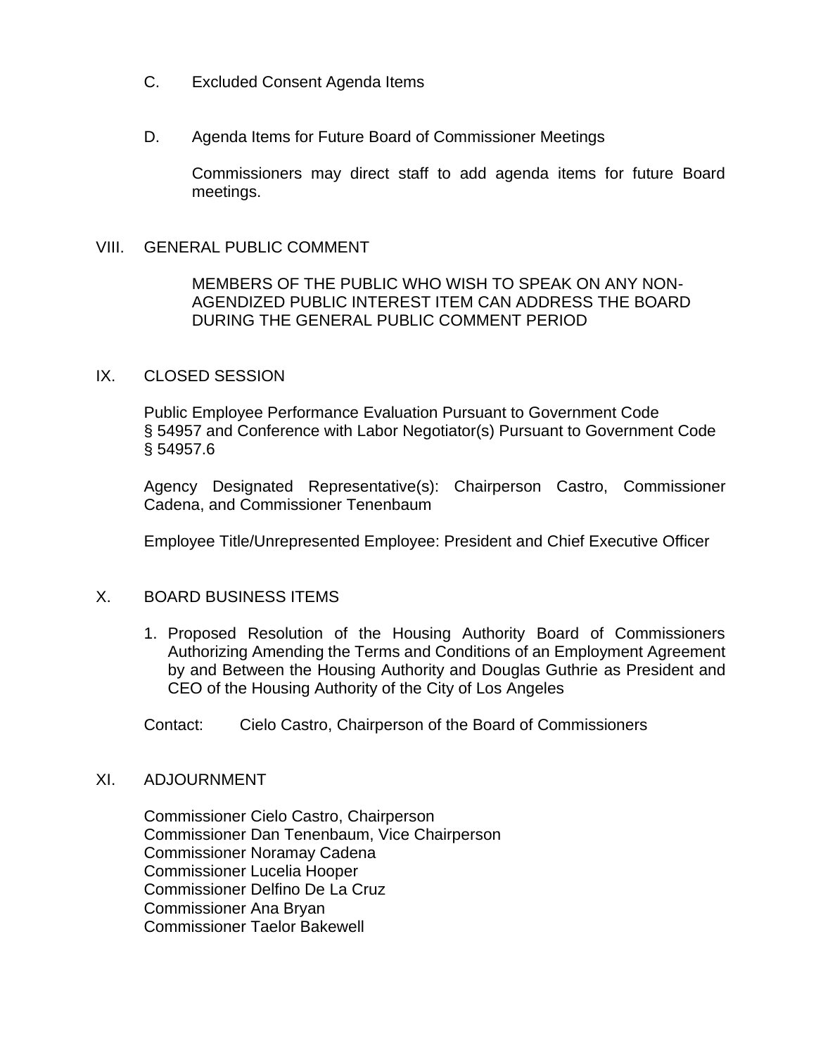C. Excluded Consent Agenda Items

D. Agenda Items for Future Board of Commissioner Meetings

Commissioners may direct staff to add agenda items for future Board meetings.

## VIII. GENERAL PUBLIC COMMENT

MEMBERS OF THE PUBLIC WHO WISH TO SPEAK ON ANY NON-AGENDIZED PUBLIC INTEREST ITEM CAN ADDRESS THE BOARD DURING THE GENERAL PUBLIC COMMENT PERIOD

## IX. CLOSED SESSION

Public Employee Performance Evaluation Pursuant to Government Code § 54957 and Conference with Labor Negotiator(s) Pursuant to Government Code § 54957.6

Agency Designated Representative(s): Chairperson Castro, Commissioner Cadena, and Commissioner Tenenbaum

Employee Title/Unrepresented Employee: President and Chief Executive Officer

## X. BOARD BUSINESS ITEMS

1. Proposed Resolution of the Housing Authority Board of Commissioners Authorizing Amending the Terms and Conditions of an Employment Agreement by and Between the Housing Authority and Douglas Guthrie as President and CEO of the Housing Authority of the City of Los Angeles

Contact: Cielo Castro, Chairperson of the Board of Commissioners

## XI. ADJOURNMENT

Commissioner Cielo Castro, Chairperson
Commissioner Dan Tenenbaum, Vice Chairperson
Commissioner Noramay Cadena
Commissioner Lucelia Hooper
Commissioner Delfino De La Cruz
Commissioner Ana Bryan
Commissioner Taelor Bakewell